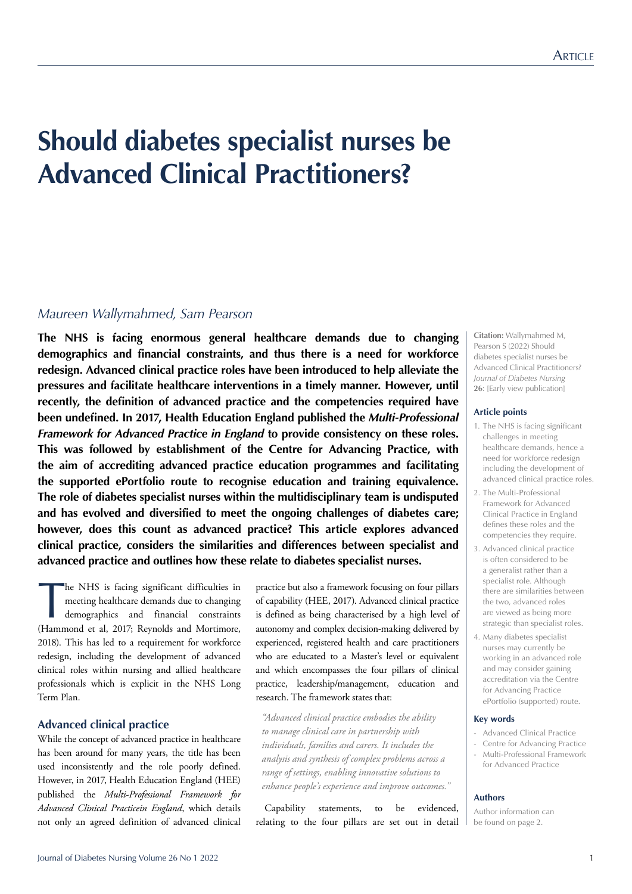# Should diabetes specialist nurses be Advanced Clinical Practitioners?

*Maureen Wallymahmed, Sam Pearson*

**The NHS is facing enormous general healthcare demands due to changing demographics and financial constraints, and thus there is a need for workforce redesign. Advanced clinical practice roles have been introduced to help alleviate the pressures and facilitate healthcare interventions in a timely manner. However, until recently, the definition of advanced practice and the competencies required have been undefined. In 2017, Health Education England published the *Multi-Professional Framework for Advanced Practice in England* to provide consistency on these roles. This was followed by establishment of the Centre for Advancing Practice, with the aim of accrediting advanced practice education programmes and facilitating the supported ePortfolio route to recognise education and training equivalence. The role of diabetes specialist nurses within the multidisciplinary team is undisputed and has evolved and diversified to meet the ongoing challenges of diabetes care; however, does this count as advanced practice? This article explores advanced clinical practice, considers the similarities and differences between specialist and advanced practice and outlines how these relate to diabetes specialist nurses.**

**Citation:** Wallymahmed M, Pearson S (2022) Should diabetes specialist nurses be Advanced Clinical Practitioners? *Journal of Diabetes Nursing* **26**: [Early view publication]

**Article points**

1. The NHS is facing significant challenges in meeting healthcare demands, hence a need for workforce redesign including the development of advanced clinical practice roles.
2. The Multi-Professional Framework for Advanced Clinical Practice in England defines these roles and the competencies they require.
3. Advanced clinical practice is often considered to be a generalist rather than a specialist role. Although there are similarities between the two, advanced roles are viewed as being more strategic than specialist roles.
4. Many diabetes specialist nurses may currently be working in an advanced role and may consider gaining accreditation via the Centre for Advancing Practice ePortfolio (supported) route.

**Key words**

- Advanced Clinical Practice
- Centre for Advancing Practice
- Multi-Professional Framework for Advanced Practice

**Authors**

Author information can be found on page 2.

The NHS is facing significant difficulties in meeting healthcare demands due to changing demographics and financial constraints (Hammond et al, 2017; Reynolds and Mortimore, 2018). This has led to a requirement for workforce redesign, including the development of advanced clinical roles within nursing and allied healthcare professionals which is explicit in the NHS Long Term Plan.

## Advanced clinical practice

While the concept of advanced practice in healthcare has been around for many years, the title has been used inconsistently and the role poorly defined. However, in 2017, Health Education England (HEE) published the *Multi-Professional Framework for Advanced Clinical Practicein England*, which details not only an agreed definition of advanced clinical practice but also a framework focusing on four pillars of capability (HEE, 2017). Advanced clinical practice is defined as being characterised by a high level of autonomy and complex decision-making delivered by experienced, registered health and care practitioners who are educated to a Master's level or equivalent and which encompasses the four pillars of clinical practice, leadership/management, education and research. The framework states that:

> *"Advanced clinical practice embodies the ability to manage clinical care in partnership with individuals, families and carers. It includes the analysis and synthesis of complex problems across a range of settings, enabling innovative solutions to enhance people's experience and improve outcomes."*

Capability statements, to be evidenced, relating to the four pillars are set out in detail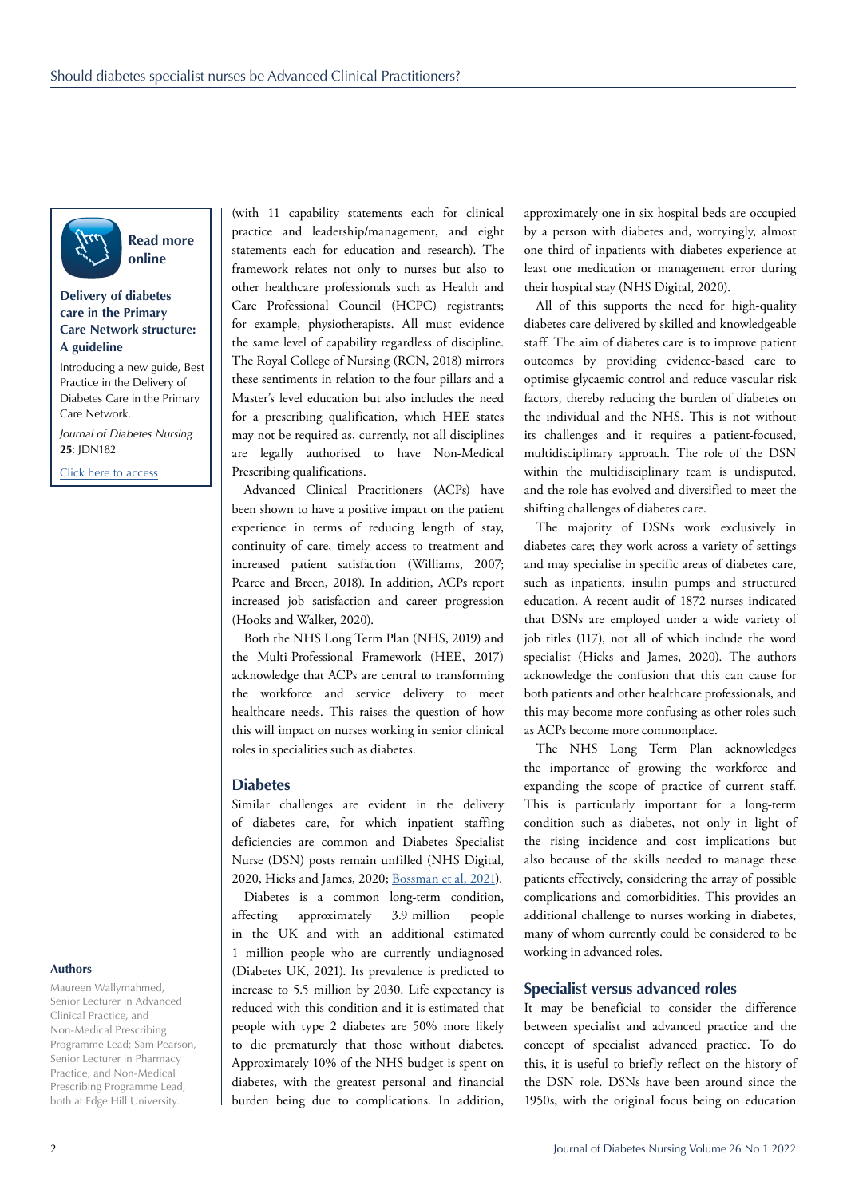**Read more online**

**Delivery of diabetes care in the Primary Care Network structure: A guideline**

Introducing a new guide, Best Practice in the Delivery of Diabetes Care in the Primary Care Network.

*Journal of Diabetes Nursing* **25**: JDN182

Click here to access

**Authors**

Maureen Wallymahmed, Senior Lecturer in Advanced Clinical Practice, and Non-Medical Prescribing Programme Lead; Sam Pearson, Senior Lecturer in Pharmacy Practice, and Non-Medical Prescribing Programme Lead, both at Edge Hill University.

(with 11 capability statements each for clinical practice and leadership/management, and eight statements each for education and research). The framework relates not only to nurses but also to other healthcare professionals such as Health and Care Professional Council (HCPC) registrants; for example, physiotherapists. All must evidence the same level of capability regardless of discipline. The Royal College of Nursing (RCN, 2018) mirrors these sentiments in relation to the four pillars and a Master's level education but also includes the need for a prescribing qualification, which HEE states may not be required as, currently, not all disciplines are legally authorised to have Non-Medical Prescribing qualifications.

Advanced Clinical Practitioners (ACPs) have been shown to have a positive impact on the patient experience in terms of reducing length of stay, continuity of care, timely access to treatment and increased patient satisfaction (Williams, 2007; Pearce and Breen, 2018). In addition, ACPs report increased job satisfaction and career progression (Hooks and Walker, 2020).

Both the NHS Long Term Plan (NHS, 2019) and the Multi-Professional Framework (HEE, 2017) acknowledge that ACPs are central to transforming the workforce and service delivery to meet healthcare needs. This raises the question of how this will impact on nurses working in senior clinical roles in specialities such as diabetes.

## Diabetes

Similar challenges are evident in the delivery of diabetes care, for which inpatient staffing deficiencies are common and Diabetes Specialist Nurse (DSN) posts remain unfilled (NHS Digital, 2020, Hicks and James, 2020; Bossman et al, 2021).

Diabetes is a common long-term condition, affecting approximately 3.9 million people in the UK and with an additional estimated 1 million people who are currently undiagnosed (Diabetes UK, 2021). Its prevalence is predicted to increase to 5.5 million by 2030. Life expectancy is reduced with this condition and it is estimated that people with type 2 diabetes are 50% more likely to die prematurely that those without diabetes. Approximately 10% of the NHS budget is spent on diabetes, with the greatest personal and financial burden being due to complications. In addition, approximately one in six hospital beds are occupied by a person with diabetes and, worryingly, almost one third of inpatients with diabetes experience at least one medication or management error during their hospital stay (NHS Digital, 2020).

All of this supports the need for high-quality diabetes care delivered by skilled and knowledgeable staff. The aim of diabetes care is to improve patient outcomes by providing evidence-based care to optimise glycaemic control and reduce vascular risk factors, thereby reducing the burden of diabetes on the individual and the NHS. This is not without its challenges and it requires a patient-focused, multidisciplinary approach. The role of the DSN within the multidisciplinary team is undisputed, and the role has evolved and diversified to meet the shifting challenges of diabetes care.

The majority of DSNs work exclusively in diabetes care; they work across a variety of settings and may specialise in specific areas of diabetes care, such as inpatients, insulin pumps and structured education. A recent audit of 1872 nurses indicated that DSNs are employed under a wide variety of job titles (117), not all of which include the word specialist (Hicks and James, 2020). The authors acknowledge the confusion that this can cause for both patients and other healthcare professionals, and this may become more confusing as other roles such as ACPs become more commonplace.

The NHS Long Term Plan acknowledges the importance of growing the workforce and expanding the scope of practice of current staff. This is particularly important for a long-term condition such as diabetes, not only in light of the rising incidence and cost implications but also because of the skills needed to manage these patients effectively, considering the array of possible complications and comorbidities. This provides an additional challenge to nurses working in diabetes, many of whom currently could be considered to be working in advanced roles.

## Specialist versus advanced roles

It may be beneficial to consider the difference between specialist and advanced practice and the concept of specialist advanced practice. To do this, it is useful to briefly reflect on the history of the DSN role. DSNs have been around since the 1950s, with the original focus being on education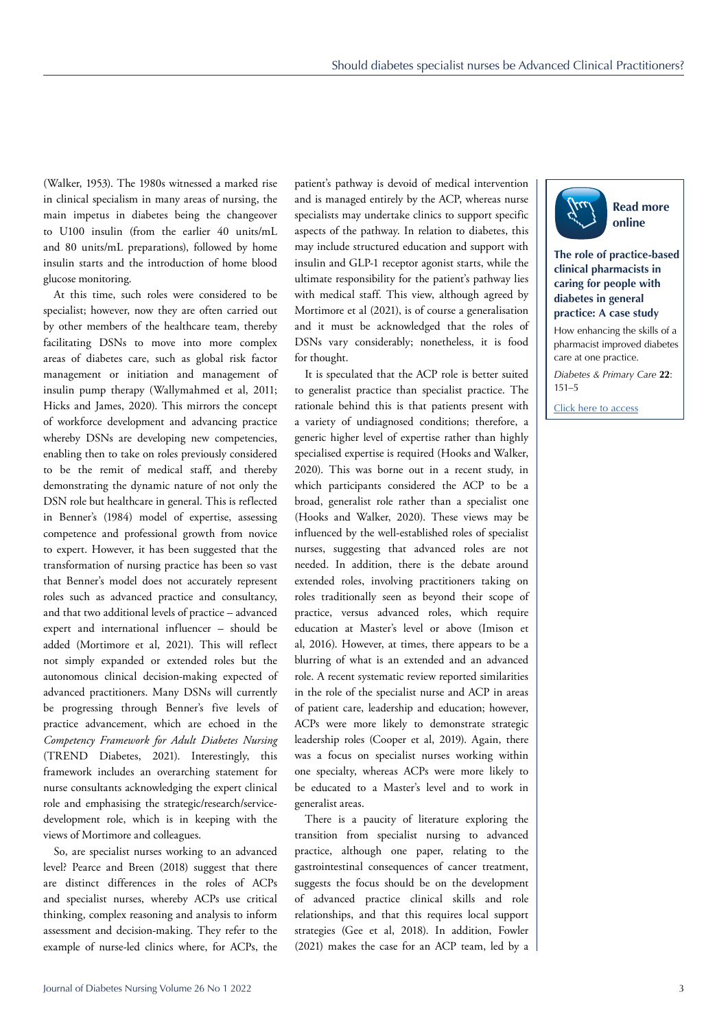(Walker, 1953). The 1980s witnessed a marked rise in clinical specialism in many areas of nursing, the main impetus in diabetes being the changeover to U100 insulin (from the earlier 40 units/mL and 80 units/mL preparations), followed by home insulin starts and the introduction of home blood glucose monitoring.

At this time, such roles were considered to be specialist; however, now they are often carried out by other members of the healthcare team, thereby facilitating DSNs to move into more complex areas of diabetes care, such as global risk factor management or initiation and management of insulin pump therapy (Wallymahmed et al, 2011; Hicks and James, 2020). This mirrors the concept of workforce development and advancing practice whereby DSNs are developing new competencies, enabling then to take on roles previously considered to be the remit of medical staff, and thereby demonstrating the dynamic nature of not only the DSN role but healthcare in general. This is reflected in Benner's (1984) model of expertise, assessing competence and professional growth from novice to expert. However, it has been suggested that the transformation of nursing practice has been so vast that Benner's model does not accurately represent roles such as advanced practice and consultancy, and that two additional levels of practice – advanced expert and international influencer – should be added (Mortimore et al, 2021). This will reflect not simply expanded or extended roles but the autonomous clinical decision-making expected of advanced practitioners. Many DSNs will currently be progressing through Benner's five levels of practice advancement, which are echoed in the *Competency Framework for Adult Diabetes Nursing* (TREND Diabetes, 2021). Interestingly, this framework includes an overarching statement for nurse consultants acknowledging the expert clinical role and emphasising the strategic/research/service-development role, which is in keeping with the views of Mortimore and colleagues.

So, are specialist nurses working to an advanced level? Pearce and Breen (2018) suggest that there are distinct differences in the roles of ACPs and specialist nurses, whereby ACPs use critical thinking, complex reasoning and analysis to inform assessment and decision-making. They refer to the example of nurse-led clinics where, for ACPs, the patient's pathway is devoid of medical intervention and is managed entirely by the ACP, whereas nurse specialists may undertake clinics to support specific aspects of the pathway. In relation to diabetes, this may include structured education and support with insulin and GLP-1 receptor agonist starts, while the ultimate responsibility for the patient's pathway lies with medical staff. This view, although agreed by Mortimore et al (2021), is of course a generalisation and it must be acknowledged that the roles of DSNs vary considerably; nonetheless, it is food for thought.

It is speculated that the ACP role is better suited to generalist practice than specialist practice. The rationale behind this is that patients present with a variety of undiagnosed conditions; therefore, a generic higher level of expertise rather than highly specialised expertise is required (Hooks and Walker, 2020). This was borne out in a recent study, in which participants considered the ACP to be a broad, generalist role rather than a specialist one (Hooks and Walker, 2020). These views may be influenced by the well-established roles of specialist nurses, suggesting that advanced roles are not needed. In addition, there is the debate around extended roles, involving practitioners taking on roles traditionally seen as beyond their scope of practice, versus advanced roles, which require education at Master's level or above (Imison et al, 2016). However, at times, there appears to be a blurring of what is an extended and an advanced role. A recent systematic review reported similarities in the role of the specialist nurse and ACP in areas of patient care, leadership and education; however, ACPs were more likely to demonstrate strategic leadership roles (Cooper et al, 2019). Again, there was a focus on specialist nurses working within one specialty, whereas ACPs were more likely to be educated to a Master's level and to work in generalist areas.

There is a paucity of literature exploring the transition from specialist nursing to advanced practice, although one paper, relating to the gastrointestinal consequences of cancer treatment, suggests the focus should be on the development of advanced practice clinical skills and role relationships, and that this requires local support strategies (Gee et al, 2018). In addition, Fowler (2021) makes the case for an ACP team, led by a

**Read more online**

**The role of practice-based clinical pharmacists in caring for people with diabetes in general practice: A case study**

How enhancing the skills of a pharmacist improved diabetes care at one practice.

*Diabetes & Primary Care* **22**: 151–5

Click here to access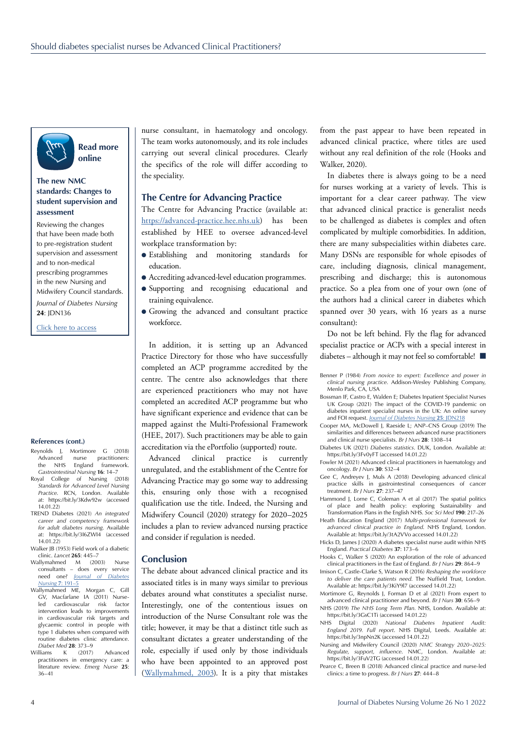nurse consultant, in haematology and oncology. The team works autonomously, and its role includes carrying out several clinical procedures. Clearly the specifics of the role will differ according to the speciality.

## The Centre for Advancing Practice

The Centre for Advancing Practice (available at: https://advanced-practice.hee.nhs.uk) has been established by HEE to oversee advanced-level workplace transformation by:

- Establishing and monitoring standards for education.
- Accrediting advanced-level education programmes.
- Supporting and recognising educational and training equivalence.
- Growing the advanced and consultant practice workforce.

In addition, it is setting up an Advanced Practice Directory for those who have successfully completed an ACP programme accredited by the centre. The centre also acknowledges that there are experienced practitioners who may not have completed an accredited ACP programme but who have significant experience and evidence that can be mapped against the Multi-Professional Framework (HEE, 2017). Such practitioners may be able to gain accreditation via the ePortfolio (supported) route.

Advanced clinical practice is currently unregulated, and the establishment of the Centre for Advancing Practice may go some way to addressing this, ensuring only those with a recognised qualification use the title. Indeed, the Nursing and Midwifery Council (2020) strategy for 2020–2025 includes a plan to review advanced nursing practice and consider if regulation is needed.

## Conclusion

The debate about advanced clinical practice and its associated titles is in many ways similar to previous debates around what constitutes a specialist nurse. Interestingly, one of the contentious issues on introduction of the Nurse Consultant role was the title; however, it may be that a distinct title such as consultant dictates a greater understanding of the role, especially if used only by those individuals who have been appointed to an approved post (Wallymahmed, 2003). It is a pity that mistakes from the past appear to have been repeated in advanced clinical practice, where titles are used without any real definition of the role (Hooks and Walker, 2020).

In diabetes there is always going to be a need for nurses working at a variety of levels. This is important for a clear career pathway. The view that advanced clinical practice is generalist needs to be challenged as diabetes is complex and often complicated by multiple comorbidities. In addition, there are many subspecialities within diabetes care. Many DSNs are responsible for whole episodes of care, including diagnosis, clinical management, prescribing and discharge; this is autonomous practice. So a plea from one of your own (one of the authors had a clinical career in diabetes which spanned over 30 years, with 16 years as a nurse consultant):

Do not be left behind. Fly the flag for advanced specialist practice or ACPs with a special interest in diabetes – although it may not feel so comfortable! ■

---

**Read more online**

**The new NMC standards: Changes to student supervision and assessment**

Reviewing the changes that have been made both to pre-registration student supervision and assessment and to non-medical prescribing programmes in the new Nursing and Midwifery Council standards.

*Journal of Diabetes Nursing* **24**: JDN136

Click here to access

---

### References (cont.)

Reynolds J, Mortimore G (2018) Advanced nurse practitioners: the NHS England framework. *Gastrointestinal Nursing* **16**: 14–7

Royal College of Nursing (2018) *Standards for Advanced Level Nursing Practice*. RCN, London. Available at: https://bit.ly/3Kdw92w (accessed 14.01.22)

TREND Diabetes (2021) *An integrated career and competency framework for adult diabetes nursing*. Available at: https://bit.ly/3I6ZWI4 (accessed 14.01.22)

Walker JB (1953) Field work of a diabetic clinic. *Lancet* **265**: 445–7

Wallymahmed M (2003) Nurse consultants – does every service need one? *Journal of Diabetes Nursing* **7**: 191–5

Wallymahmed ME, Morgan C, Gill GV, Macfarlane IA (2011) Nurse-led cardiovascular risk factor intervention leads to improvements in cardiovascular risk targets and glycaemic control in people with type 1 diabetes when compared with routine diabetes clinic attendance. *Diabet Med* **28**: 373–9

Williams K (2017) Advanced practitioners in emergency care: a literature review. *Emerg Nurse* **25**: 36–41

Benner P (1984) *From novice to expert: Excellence and power in clinical nursing practice*. Addison-Wesley Publishing Company, Menlo Park, CA, USA

Bossman IF, Castro E, Walden E; Diabetes Inpatient Specialist Nurses UK Group (2021) The impact of the COVID-19 pandemic on diabetes inpatient specialist nurses in the UK: An online survey and FOI request. *Journal of Diabetes Nursing* **25**: JDN218

Cooper MA, McDowell J, Raeside L; ANP–CNS Group (2019) The similarities and differences between advanced nurse practitioners and clinical nurse specialists. *Br J Nurs* **28**: 1308–14

Diabetes UK (2021) *Diabetes statistics*. DUK, London. Available at: https://bit.ly/3Fv0yFT (accessed 14.01.22)

Fowler M (2021) Advanced clinical practitioners in haematology and oncology. *Br J Nurs* **30**: S32–4

Gee C, Andreyev J, Muls A (2018) Developing advanced clinical practice skills in gastrointestinal consequences of cancer treatment. *Br J Nurs* **27**: 237–47

Hammond J, Lorne C, Coleman A et al (2017) The spatial politics of place and health policy: exploring Sustainability and Transformation Plans in the English NHS. *Soc Sci Med* **190**: 217–26

Heath Education England (2017) *Multi-professional framework for advanced clinical practice in England*. NHS England, London. Available at: https://bit.ly/3tA2VVo accessed 14.01.22)

Hicks D, James J (2020) A diabetes specialist nurse audit within NHS England. *Practical Diabetes* **37**: 173–6

Hooks C, Walker S (2020) An exploration of the role of advanced clinical practitioners in the East of England. *Br J Nurs* **29**: 864–9

Imison C, Castle-Clarke S, Watson R (2016) *Reshaping the workforce to deliver the care patients need*. The Nuffield Trust, London. Available at: https://bit.ly/3KiY9l7 (accessed 14.01.22)

Mortimore G, Reynolds J, Forman D et al (2021) From expert to advanced clinical practitioner and beyond. *Br J Nurs* **30**: 656–9

NHS (2019) *The NHS Long Term Plan*. NHS, London. Available at: https://bit.ly/3GsC1Ti (accessed 14.01.22)

NHS Digital (2020) *National Diabetes Inpatient Audit: England 2019. Full report*. NHS Digital, Leeds. Available at: https://bit.ly/3npNn2K (accessed 14.01.22)

Nursing and Midwifery Council (2020) *NMC Strategy 2020–2025: Regulate, support, influence*. NMC, London. Available at: https://bit.ly/3FuV2TG (accessed 14.01.22)

Pearce C, Breen B (2018) Advanced clinical practice and nurse-led clinics: a time to progress. *Br J Nurs* **27**: 444–8